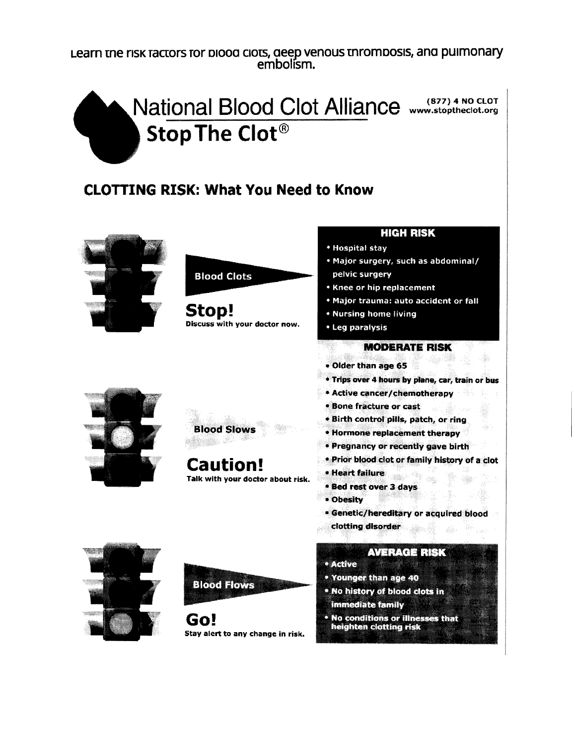Learn the risk factors for blood clots, deep venous thrombosis, and pulmonary embolism.

# National Blood Clot Alliance

## Stop The Clot®

(877) 4 NO CLOT
www.stoptheclot.org

## CLOTTING RISK: What You Need to Know

**Blood Clots**

### Stop!

Discuss with your doctor now.

**HIGH RISK**

- Hospital stay
- Major surgery, such as abdominal/pelvic surgery
- Knee or hip replacement
- Major trauma: auto accident or fall
- Nursing home living
- Leg paralysis

**Blood Slows**

### Caution!

Talk with your doctor about risk.

**MODERATE RISK**

- Older than age 65
- Trips over 4 hours by plane, car, train or bus
- Active cancer/chemotherapy
- Bone fracture or cast
- Birth control pills, patch, or ring
- Hormone replacement therapy
- Pregnancy or recently gave birth
- Prior blood clot or family history of a clot
- Heart failure
- Bed rest over 3 days
- Obesity
- Genetic/hereditary or acquired blood clotting disorder

**Blood Flows**

### Go!

Stay alert to any change in risk.

**AVERAGE RISK**

- Active
- Younger than age 40
- No history of blood clots in immediate family
- No conditions or illnesses that heighten clotting risk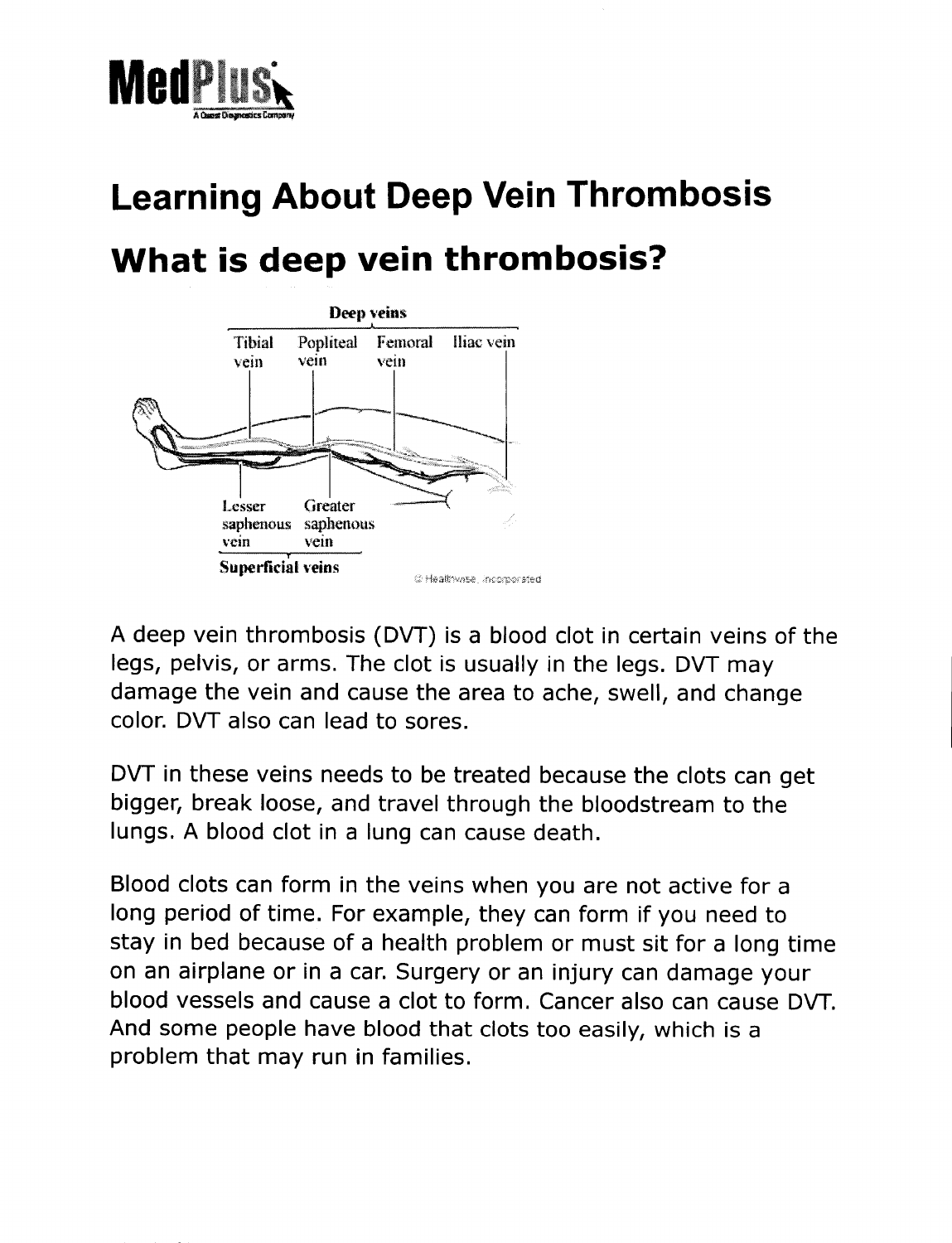# Learning About Deep Vein Thrombosis

## What is deep vein thrombosis?

A deep vein thrombosis (DVT) is a blood clot in certain veins of the legs, pelvis, or arms. The clot is usually in the legs. DVT may damage the vein and cause the area to ache, swell, and change color. DVT also can lead to sores.

DVT in these veins needs to be treated because the clots can get bigger, break loose, and travel through the bloodstream to the lungs. A blood clot in a lung can cause death.

Blood clots can form in the veins when you are not active for a long period of time. For example, they can form if you need to stay in bed because of a health problem or must sit for a long time on an airplane or in a car. Surgery or an injury can damage your blood vessels and cause a clot to form. Cancer also can cause DVT. And some people have blood that clots too easily, which is a problem that may run in families.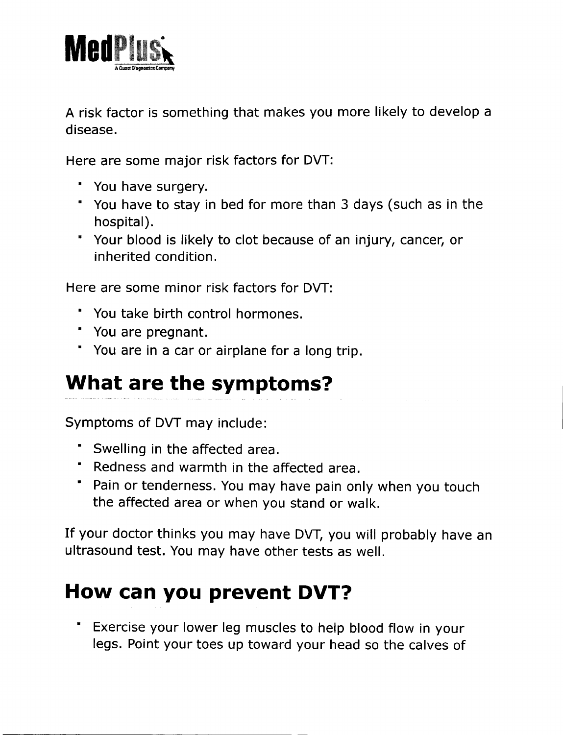A risk factor is something that makes you more likely to develop a disease.

Here are some major risk factors for DVT:

- You have surgery.
- You have to stay in bed for more than 3 days (such as in the hospital).
- Your blood is likely to clot because of an injury, cancer, or inherited condition.

Here are some minor risk factors for DVT:

- You take birth control hormones.
- You are pregnant.
- You are in a car or airplane for a long trip.

## What are the symptoms?

Symptoms of DVT may include:

- Swelling in the affected area.
- Redness and warmth in the affected area.
- Pain or tenderness. You may have pain only when you touch the affected area or when you stand or walk.

If your doctor thinks you may have DVT, you will probably have an ultrasound test. You may have other tests as well.

## How can you prevent DVT?

- Exercise your lower leg muscles to help blood flow in your legs. Point your toes up toward your head so the calves of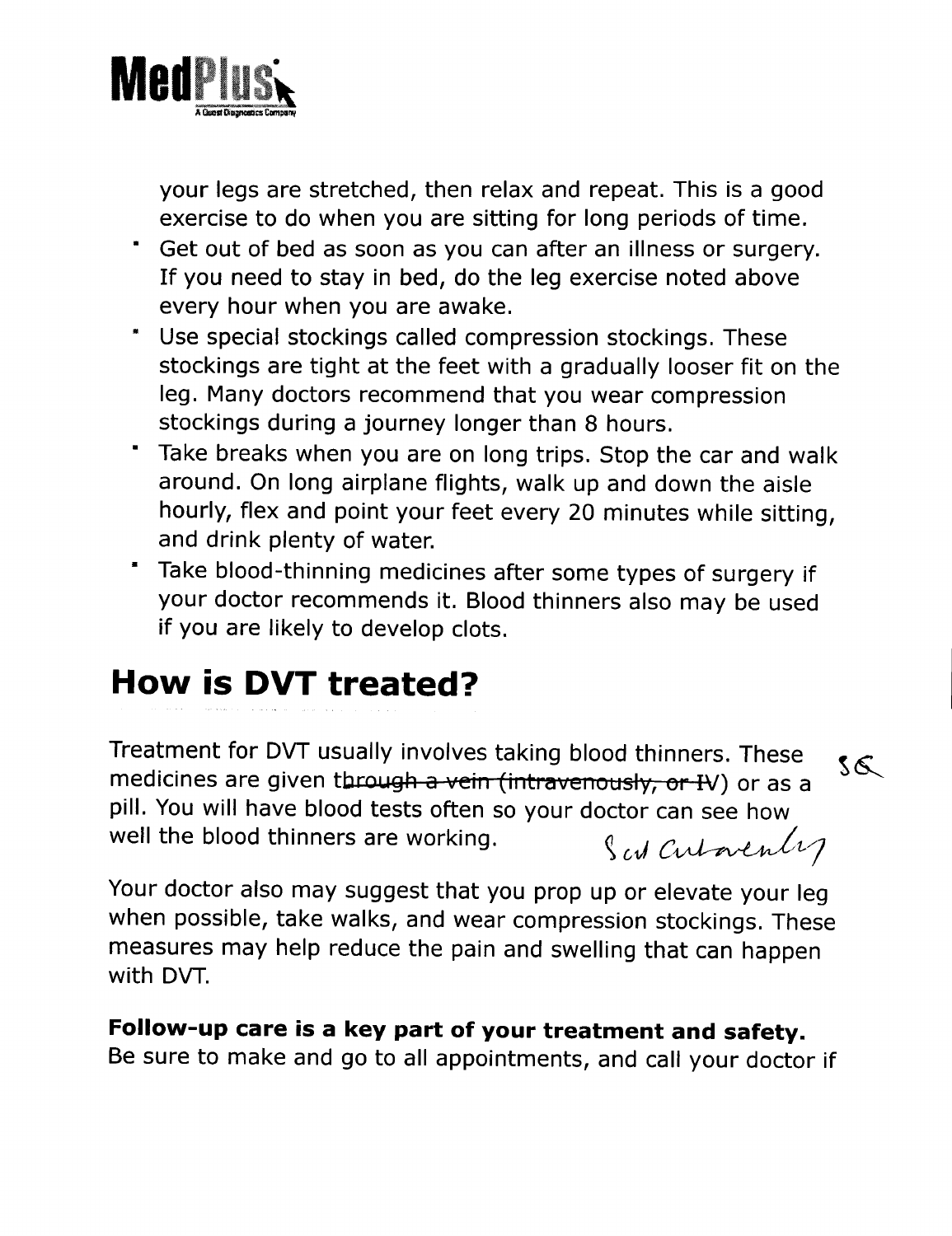your legs are stretched, then relax and repeat. This is a good exercise to do when you are sitting for long periods of time.

- Get out of bed as soon as you can after an illness or surgery. If you need to stay in bed, do the leg exercise noted above every hour when you are awake.
- Use special stockings called compression stockings. These stockings are tight at the feet with a gradually looser fit on the leg. Many doctors recommend that you wear compression stockings during a journey longer than 8 hours.
- Take breaks when you are on long trips. Stop the car and walk around. On long airplane flights, walk up and down the aisle hourly, flex and point your feet every 20 minutes while sitting, and drink plenty of water.
- Take blood-thinning medicines after some types of surgery if your doctor recommends it. Blood thinners also may be used if you are likely to develop clots.

## How is DVT treated?

Treatment for DVT usually involves taking blood thinners. These medicines are given ~~through a vein (intravenously, or IV)~~ or as a pill. You will have blood tests often so your doctor can see how well the blood thinners are working. SG Sub cutaneously

Your doctor also may suggest that you prop up or elevate your leg when possible, take walks, and wear compression stockings. These measures may help reduce the pain and swelling that can happen with DVT.

**Follow-up care is a key part of your treatment and safety.** Be sure to make and go to all appointments, and call your doctor if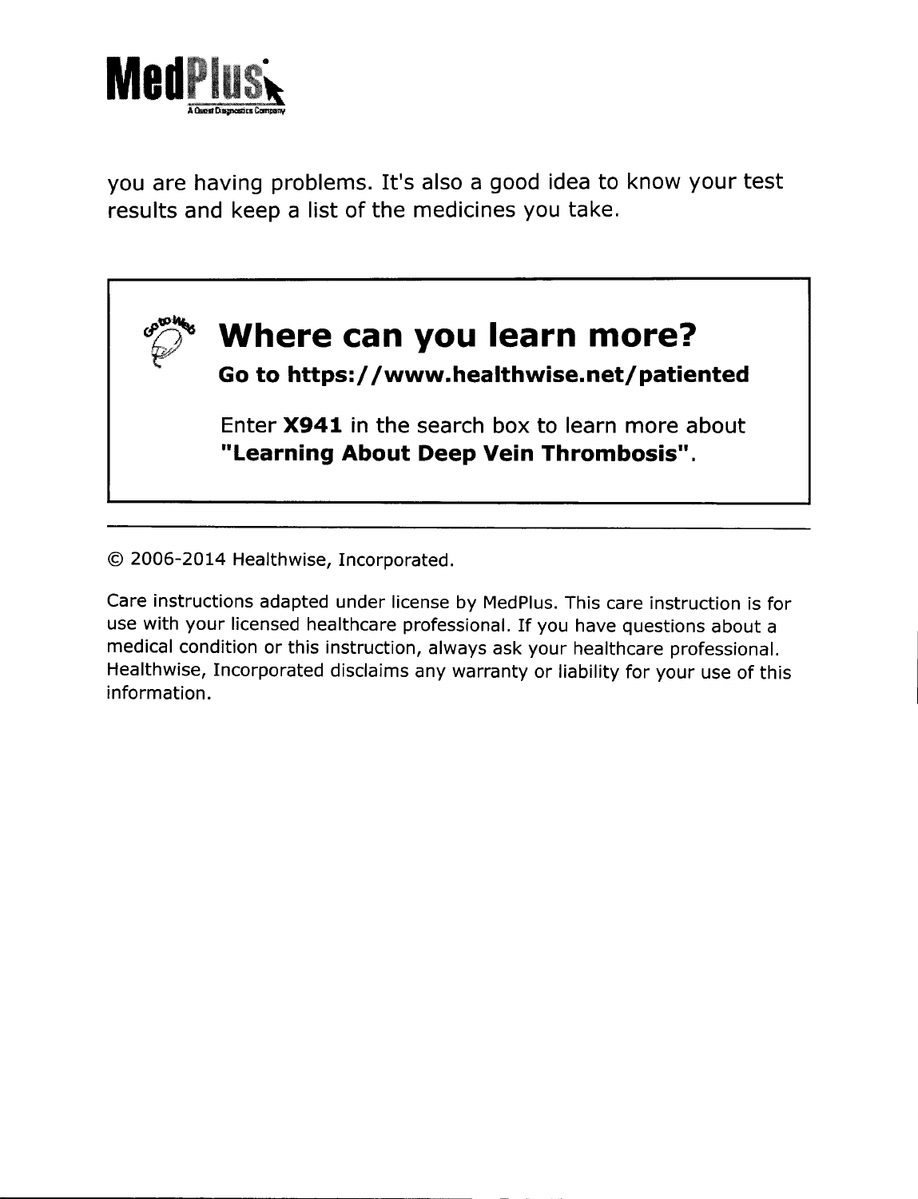you are having problems. It's also a good idea to know your test results and keep a list of the medicines you take.

## Where can you learn more?

**Go to https://www.healthwise.net/patiented**

Enter **X941** in the search box to learn more about **"Learning About Deep Vein Thrombosis"**.

---

© 2006-2014 Healthwise, Incorporated.

Care instructions adapted under license by MedPlus. This care instruction is for use with your licensed healthcare professional. If you have questions about a medical condition or this instruction, always ask your healthcare professional. Healthwise, Incorporated disclaims any warranty or liability for your use of this information.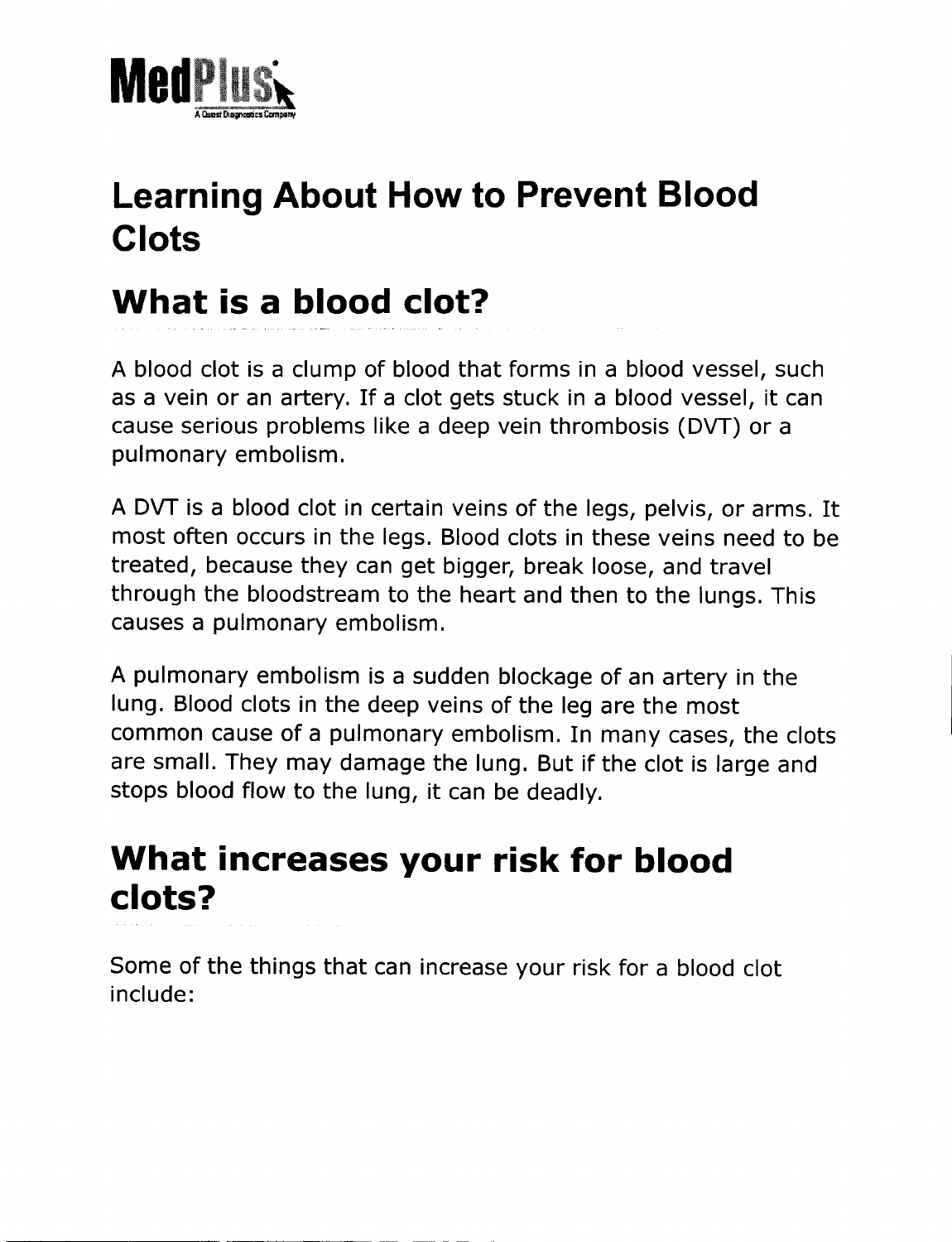MedPlus
A Quest Diagnostics Company

# Learning About How to Prevent Blood Clots

## What is a blood clot?

A blood clot is a clump of blood that forms in a blood vessel, such as a vein or an artery. If a clot gets stuck in a blood vessel, it can cause serious problems like a deep vein thrombosis (DVT) or a pulmonary embolism.

A DVT is a blood clot in certain veins of the legs, pelvis, or arms. It most often occurs in the legs. Blood clots in these veins need to be treated, because they can get bigger, break loose, and travel through the bloodstream to the heart and then to the lungs. This causes a pulmonary embolism.

A pulmonary embolism is a sudden blockage of an artery in the lung. Blood clots in the deep veins of the leg are the most common cause of a pulmonary embolism. In many cases, the clots are small. They may damage the lung. But if the clot is large and stops blood flow to the lung, it can be deadly.

## What increases your risk for blood clots?

Some of the things that can increase your risk for a blood clot include: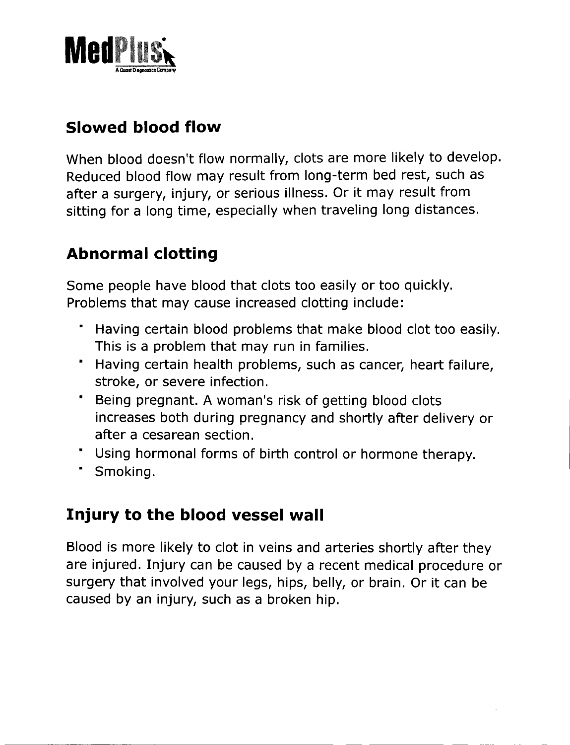## Slowed blood flow

When blood doesn't flow normally, clots are more likely to develop. Reduced blood flow may result from long-term bed rest, such as after a surgery, injury, or serious illness. Or it may result from sitting for a long time, especially when traveling long distances.

## Abnormal clotting

Some people have blood that clots too easily or too quickly. Problems that may cause increased clotting include:

- Having certain blood problems that make blood clot too easily. This is a problem that may run in families.
- Having certain health problems, such as cancer, heart failure, stroke, or severe infection.
- Being pregnant. A woman's risk of getting blood clots increases both during pregnancy and shortly after delivery or after a cesarean section.
- Using hormonal forms of birth control or hormone therapy.
- Smoking.

## Injury to the blood vessel wall

Blood is more likely to clot in veins and arteries shortly after they are injured. Injury can be caused by a recent medical procedure or surgery that involved your legs, hips, belly, or brain. Or it can be caused by an injury, such as a broken hip.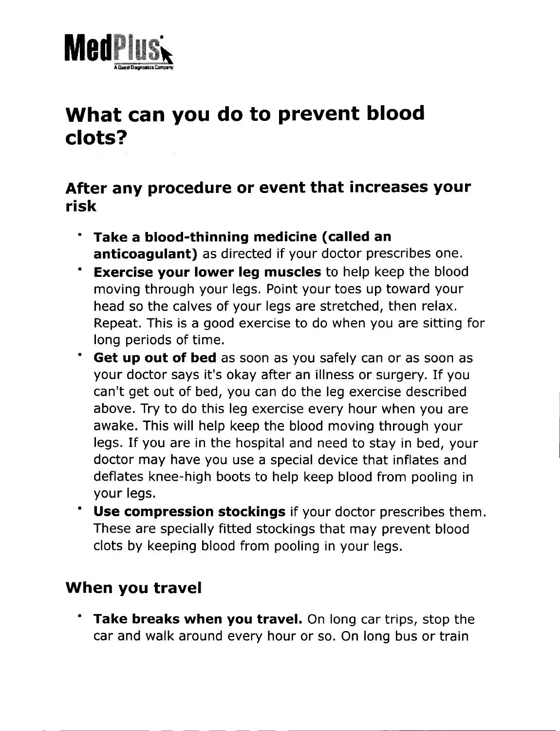MedPlus
A Quest Diagnostics Company

# What can you do to prevent blood clots?

## After any procedure or event that increases your risk

- **Take a blood-thinning medicine (called an anticoagulant)** as directed if your doctor prescribes one.
- **Exercise your lower leg muscles** to help keep the blood moving through your legs. Point your toes up toward your head so the calves of your legs are stretched, then relax. Repeat. This is a good exercise to do when you are sitting for long periods of time.
- **Get up out of bed** as soon as you safely can or as soon as your doctor says it's okay after an illness or surgery. If you can't get out of bed, you can do the leg exercise described above. Try to do this leg exercise every hour when you are awake. This will help keep the blood moving through your legs. If you are in the hospital and need to stay in bed, your doctor may have you use a special device that inflates and deflates knee-high boots to help keep blood from pooling in your legs.
- **Use compression stockings** if your doctor prescribes them. These are specially fitted stockings that may prevent blood clots by keeping blood from pooling in your legs.

## When you travel

- **Take breaks when you travel.** On long car trips, stop the car and walk around every hour or so. On long bus or train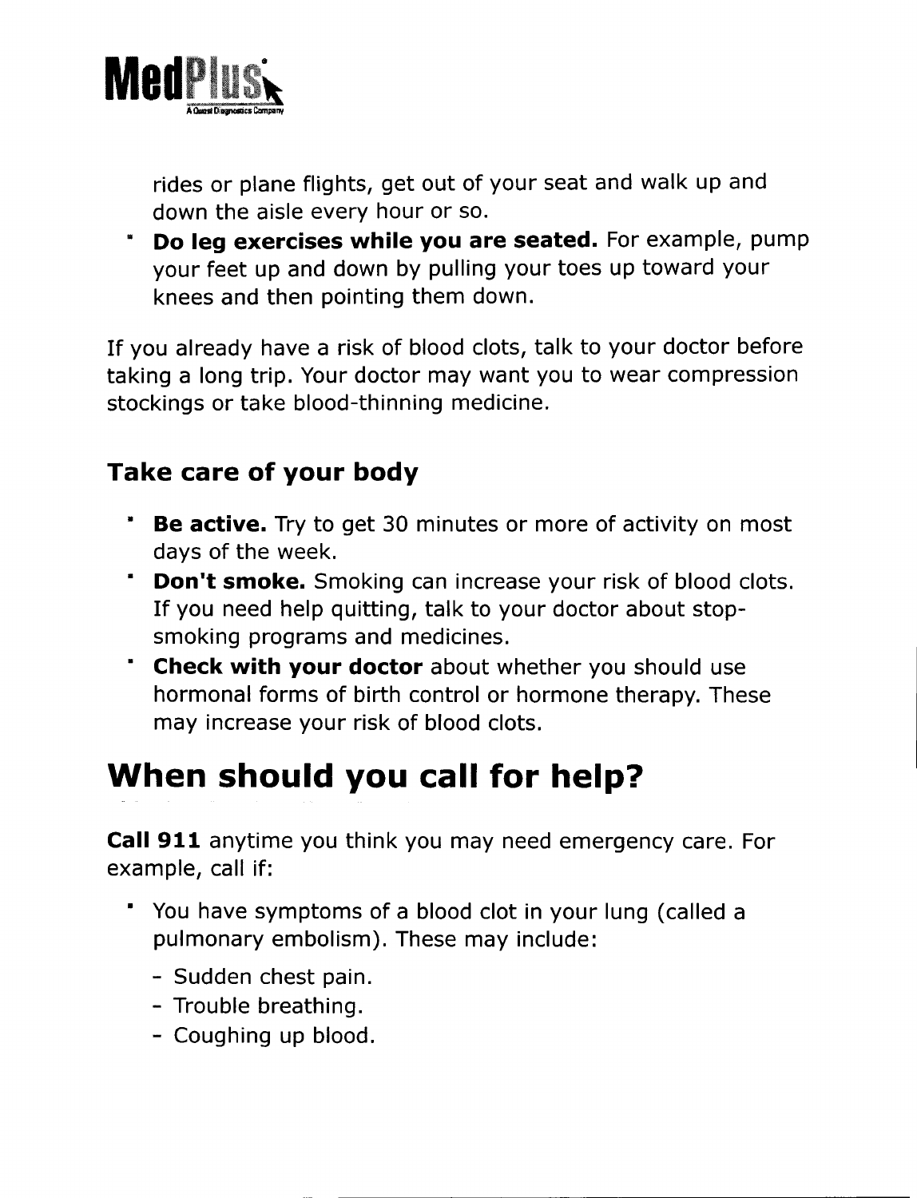rides or plane flights, get out of your seat and walk up and down the aisle every hour or so.
- **Do leg exercises while you are seated.** For example, pump your feet up and down by pulling your toes up toward your knees and then pointing them down.

If you already have a risk of blood clots, talk to your doctor before taking a long trip. Your doctor may want you to wear compression stockings or take blood-thinning medicine.

### Take care of your body

- **Be active.** Try to get 30 minutes or more of activity on most days of the week.
- **Don't smoke.** Smoking can increase your risk of blood clots. If you need help quitting, talk to your doctor about stop-smoking programs and medicines.
- **Check with your doctor** about whether you should use hormonal forms of birth control or hormone therapy. These may increase your risk of blood clots.

## When should you call for help?

**Call 911** anytime you think you may need emergency care. For example, call if:

- You have symptoms of a blood clot in your lung (called a pulmonary embolism). These may include:
  - Sudden chest pain.
  - Trouble breathing.
  - Coughing up blood.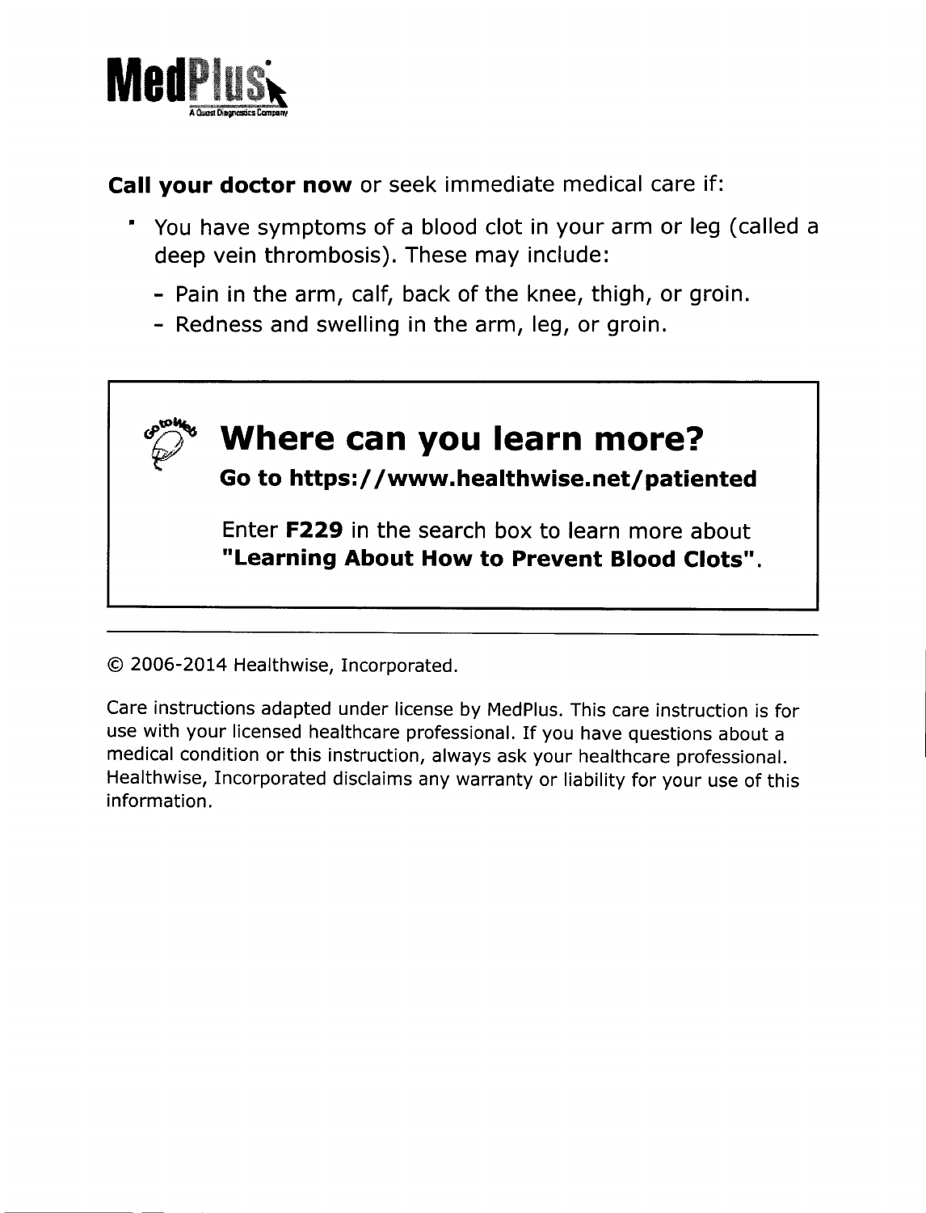**Call your doctor now** or seek immediate medical care if:

- You have symptoms of a blood clot in your arm or leg (called a deep vein thrombosis). These may include:
  - Pain in the arm, calf, back of the knee, thigh, or groin.
  - Redness and swelling in the arm, leg, or groin.

## Where can you learn more?

**Go to https://www.healthwise.net/patiented**

Enter **F229** in the search box to learn more about **"Learning About How to Prevent Blood Clots"**.

---

© 2006-2014 Healthwise, Incorporated.

Care instructions adapted under license by MedPlus. This care instruction is for use with your licensed healthcare professional. If you have questions about a medical condition or this instruction, always ask your healthcare professional. Healthwise, Incorporated disclaims any warranty or liability for your use of this information.